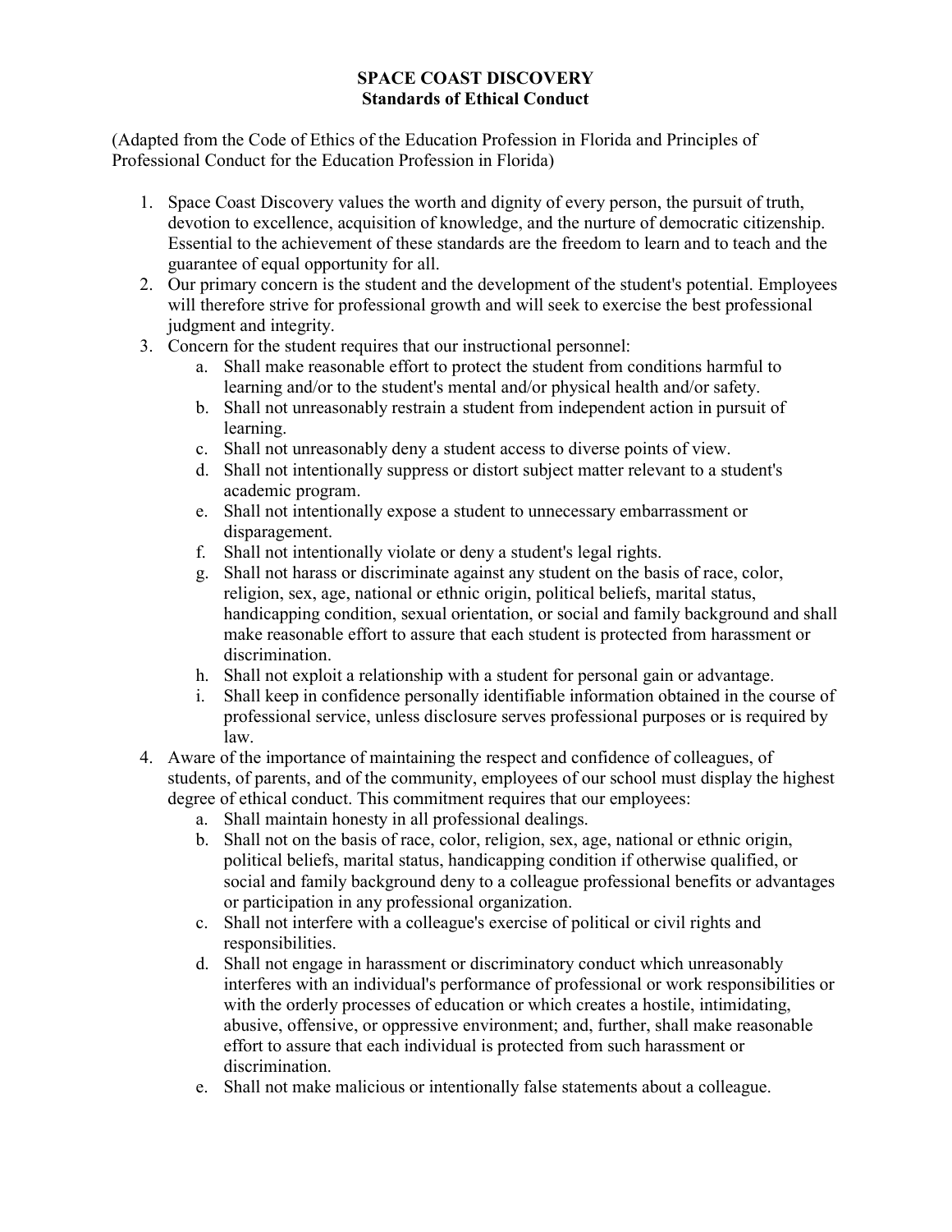# SPACE COAST DISCOVERY
## Standards of Ethical Conduct

(Adapted from the Code of Ethics of the Education Profession in Florida and Principles of Professional Conduct for the Education Profession in Florida)

1. Space Coast Discovery values the worth and dignity of every person, the pursuit of truth, devotion to excellence, acquisition of knowledge, and the nurture of democratic citizenship. Essential to the achievement of these standards are the freedom to learn and to teach and the guarantee of equal opportunity for all.
2. Our primary concern is the student and the development of the student's potential. Employees will therefore strive for professional growth and will seek to exercise the best professional judgment and integrity.
3. Concern for the student requires that our instructional personnel:
    a. Shall make reasonable effort to protect the student from conditions harmful to learning and/or to the student's mental and/or physical health and/or safety.
    b. Shall not unreasonably restrain a student from independent action in pursuit of learning.
    c. Shall not unreasonably deny a student access to diverse points of view.
    d. Shall not intentionally suppress or distort subject matter relevant to a student's academic program.
    e. Shall not intentionally expose a student to unnecessary embarrassment or disparagement.
    f. Shall not intentionally violate or deny a student's legal rights.
    g. Shall not harass or discriminate against any student on the basis of race, color, religion, sex, age, national or ethnic origin, political beliefs, marital status, handicapping condition, sexual orientation, or social and family background and shall make reasonable effort to assure that each student is protected from harassment or discrimination.
    h. Shall not exploit a relationship with a student for personal gain or advantage.
    i. Shall keep in confidence personally identifiable information obtained in the course of professional service, unless disclosure serves professional purposes or is required by law.
4. Aware of the importance of maintaining the respect and confidence of colleagues, of students, of parents, and of the community, employees of our school must display the highest degree of ethical conduct. This commitment requires that our employees:
    a. Shall maintain honesty in all professional dealings.
    b. Shall not on the basis of race, color, religion, sex, age, national or ethnic origin, political beliefs, marital status, handicapping condition if otherwise qualified, or social and family background deny to a colleague professional benefits or advantages or participation in any professional organization.
    c. Shall not interfere with a colleague's exercise of political or civil rights and responsibilities.
    d. Shall not engage in harassment or discriminatory conduct which unreasonably interferes with an individual's performance of professional or work responsibilities or with the orderly processes of education or which creates a hostile, intimidating, abusive, offensive, or oppressive environment; and, further, shall make reasonable effort to assure that each individual is protected from such harassment or discrimination.
    e. Shall not make malicious or intentionally false statements about a colleague.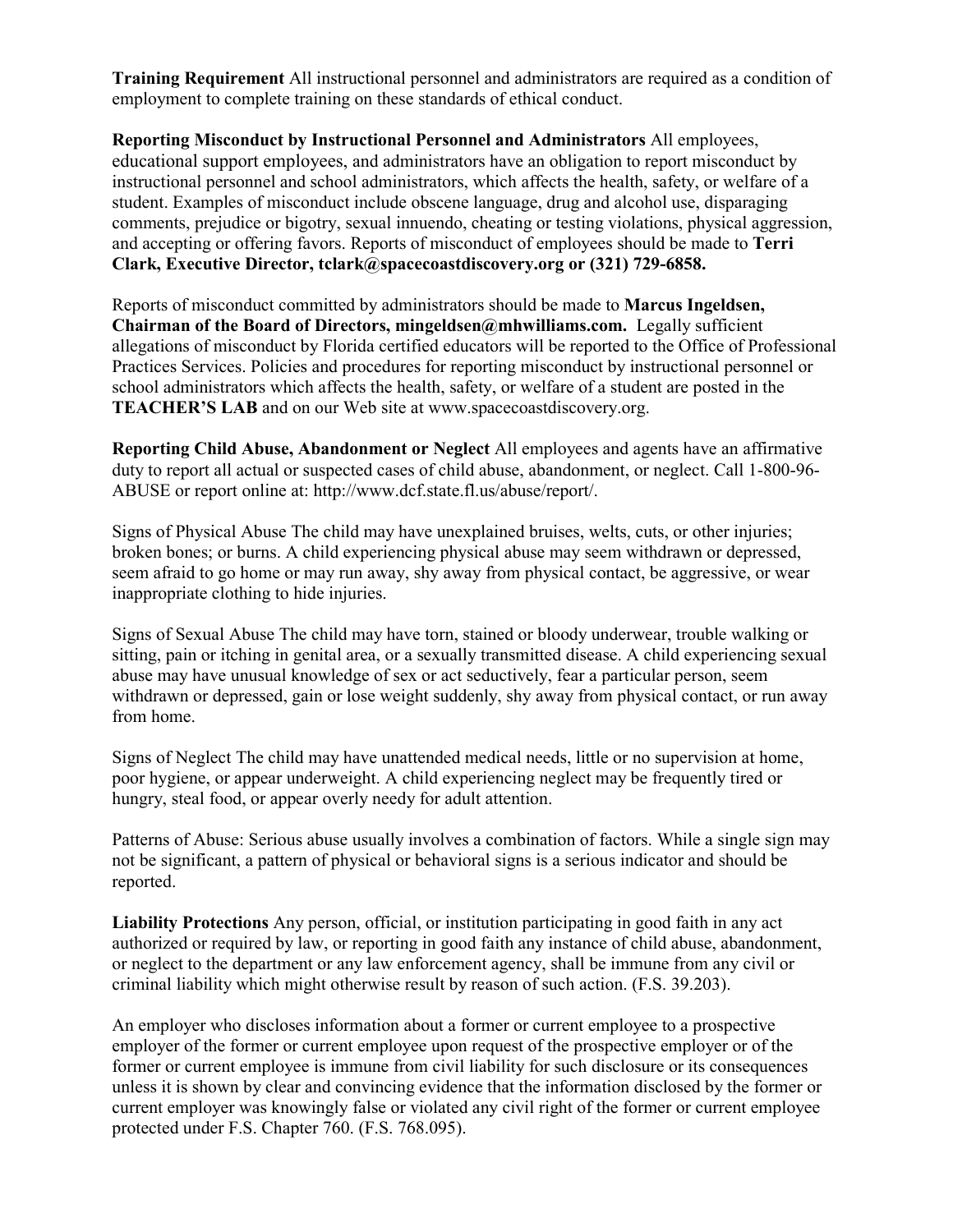**Training Requirement** All instructional personnel and administrators are required as a condition of employment to complete training on these standards of ethical conduct.

**Reporting Misconduct by Instructional Personnel and Administrators** All employees, educational support employees, and administrators have an obligation to report misconduct by instructional personnel and school administrators, which affects the health, safety, or welfare of a student. Examples of misconduct include obscene language, drug and alcohol use, disparaging comments, prejudice or bigotry, sexual innuendo, cheating or testing violations, physical aggression, and accepting or offering favors. Reports of misconduct of employees should be made to **Terri Clark, Executive Director, tclark@spacecoastdiscovery.org or (321) 729-6858.**

Reports of misconduct committed by administrators should be made to **Marcus Ingeldsen, Chairman of the Board of Directors, mingeldsen@mhwilliams.com.** Legally sufficient allegations of misconduct by Florida certified educators will be reported to the Office of Professional Practices Services. Policies and procedures for reporting misconduct by instructional personnel or school administrators which affects the health, safety, or welfare of a student are posted in the **TEACHER'S LAB** and on our Web site at www.spacecoastdiscovery.org.

**Reporting Child Abuse, Abandonment or Neglect** All employees and agents have an affirmative duty to report all actual or suspected cases of child abuse, abandonment, or neglect. Call 1-800-96-ABUSE or report online at: http://www.dcf.state.fl.us/abuse/report/.

Signs of Physical Abuse The child may have unexplained bruises, welts, cuts, or other injuries; broken bones; or burns. A child experiencing physical abuse may seem withdrawn or depressed, seem afraid to go home or may run away, shy away from physical contact, be aggressive, or wear inappropriate clothing to hide injuries.

Signs of Sexual Abuse The child may have torn, stained or bloody underwear, trouble walking or sitting, pain or itching in genital area, or a sexually transmitted disease. A child experiencing sexual abuse may have unusual knowledge of sex or act seductively, fear a particular person, seem withdrawn or depressed, gain or lose weight suddenly, shy away from physical contact, or run away from home.

Signs of Neglect The child may have unattended medical needs, little or no supervision at home, poor hygiene, or appear underweight. A child experiencing neglect may be frequently tired or hungry, steal food, or appear overly needy for adult attention.

Patterns of Abuse: Serious abuse usually involves a combination of factors. While a single sign may not be significant, a pattern of physical or behavioral signs is a serious indicator and should be reported.

**Liability Protections** Any person, official, or institution participating in good faith in any act authorized or required by law, or reporting in good faith any instance of child abuse, abandonment, or neglect to the department or any law enforcement agency, shall be immune from any civil or criminal liability which might otherwise result by reason of such action. (F.S. 39.203).

An employer who discloses information about a former or current employee to a prospective employer of the former or current employee upon request of the prospective employer or of the former or current employee is immune from civil liability for such disclosure or its consequences unless it is shown by clear and convincing evidence that the information disclosed by the former or current employer was knowingly false or violated any civil right of the former or current employee protected under F.S. Chapter 760. (F.S. 768.095).